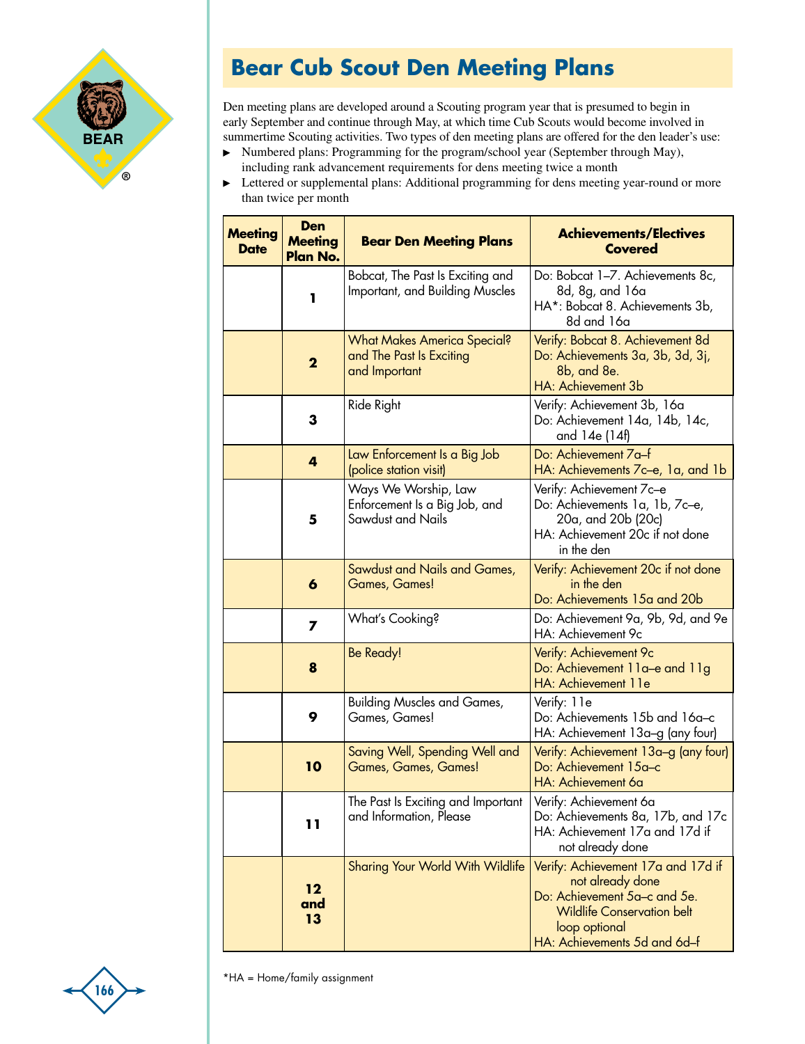# Bear Cub Scout Den Meeting Plans

Den meeting plans are developed around a Scouting program year that is presumed to begin in early September and continue through May, at which time Cub Scouts would become involved in summertime Scouting activities. Two types of den meeting plans are offered for the den leader's use:

- Numbered plans: Programming for the program/school year (September through May), including rank advancement requirements for dens meeting twice a month
- Lettered or supplemental plans: Additional programming for dens meeting year-round or more than twice per month

| Meeting Date | Den Meeting Plan No. | Bear Den Meeting Plans | Achievements/Electives Covered |
|---|---|---|---|
| | 1 | Bobcat, The Past Is Exciting and Important, and Building Muscles | Do: Bobcat 1–7. Achievements 8c, 8d, 8g, and 16a<br>HA*: Bobcat 8. Achievements 3b, 8d and 16a |
| | 2 | What Makes America Special? and The Past Is Exciting and Important | Verify: Bobcat 8. Achievement 8d<br>Do: Achievements 3a, 3b, 3d, 3j, 8b, and 8e.<br>HA: Achievement 3b |
| | 3 | Ride Right | Verify: Achievement 3b, 16a<br>Do: Achievement 14a, 14b, 14c, and 14e (14f) |
| | 4 | Law Enforcement Is a Big Job (police station visit) | Do: Achievement 7a–f<br>HA: Achievements 7c–e, 1a, and 1b |
| | 5 | Ways We Worship, Law Enforcement Is a Big Job, and Sawdust and Nails | Verify: Achievement 7c–e<br>Do: Achievements 1a, 1b, 7c–e, 20a, and 20b (20c)<br>HA: Achievement 20c if not done in the den |
| | 6 | Sawdust and Nails and Games, Games, Games! | Verify: Achievement 20c if not done in the den<br>Do: Achievements 15a and 20b |
| | 7 | What's Cooking? | Do: Achievement 9a, 9b, 9d, and 9e<br>HA: Achievement 9c |
| | 8 | Be Ready! | Verify: Achievement 9c<br>Do: Achievement 11a–e and 11g<br>HA: Achievement 11e |
| | 9 | Building Muscles and Games, Games, Games! | Verify: 11e<br>Do: Achievements 15b and 16a–c<br>HA: Achievement 13a–g (any four) |
| | 10 | Saving Well, Spending Well and Games, Games, Games! | Verify: Achievement 13a–g (any four)<br>Do: Achievement 15a–c<br>HA: Achievement 6a |
| | 11 | The Past Is Exciting and Important and Information, Please | Verify: Achievement 6a<br>Do: Achievements 8a, 17b, and 17c<br>HA: Achievement 17a and 17d if not already done |
| | 12 and 13 | Sharing Your World With Wildlife | Verify: Achievement 17a and 17d if not already done<br>Do: Achievement 5a–c and 5e. Wildlife Conservation belt loop optional<br>HA: Achievements 5d and 6d–f |

*HA = Home/family assignment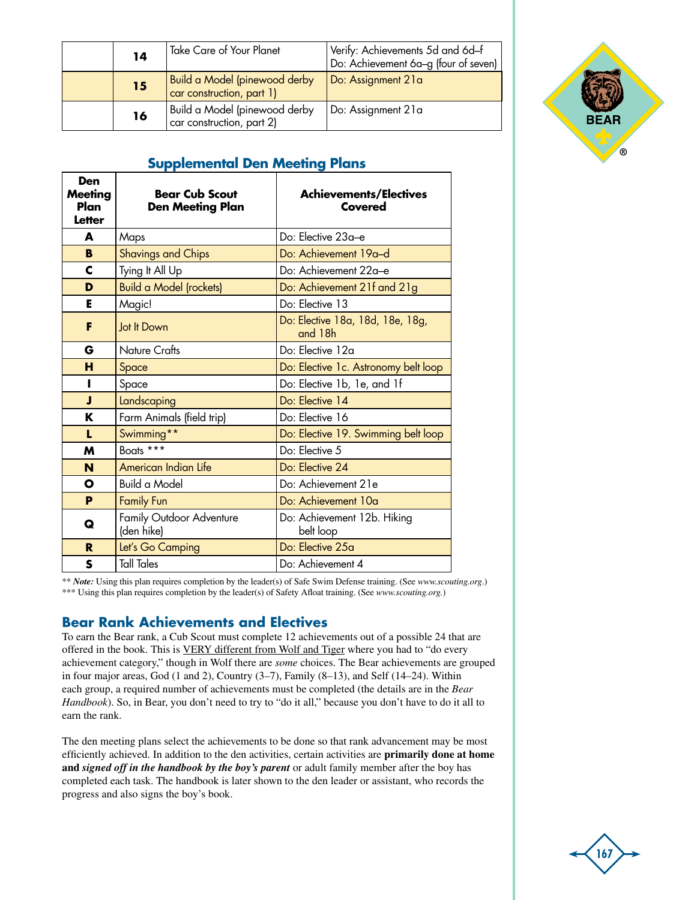| | | | |
|---|---|---|---|
| | 14 | Take Care of Your Planet | Verify: Achievements 5d and 6d–f<br>Do: Achievement 6a–g (four of seven) |
| | 15 | Build a Model (pinewood derby car construction, part 1) | Do: Assignment 21a |
| | 16 | Build a Model (pinewood derby car construction, part 2) | Do: Assignment 21a |

## Supplemental Den Meeting Plans

| Den Meeting Plan Letter | Bear Cub Scout Den Meeting Plan | Achievements/Electives Covered |
|---|---|---|
| A | Maps | Do: Elective 23a–e |
| B | Shavings and Chips | Do: Achievement 19a–d |
| C | Tying It All Up | Do: Achievement 22a–e |
| D | Build a Model (rockets) | Do: Achievement 21f and 21g |
| E | Magic! | Do: Elective 13 |
| F | Jot It Down | Do: Elective 18a, 18d, 18e, 18g, and 18h |
| G | Nature Crafts | Do: Elective 12a |
| H | Space | Do: Elective 1c. Astronomy belt loop |
| I | Space | Do: Elective 1b, 1e, and 1f |
| J | Landscaping | Do: Elective 14 |
| K | Farm Animals (field trip) | Do: Elective 16 |
| L | Swimming** | Do: Elective 19. Swimming belt loop |
| M | Boats *** | Do: Elective 5 |
| N | American Indian Life | Do: Elective 24 |
| O | Build a Model | Do: Achievement 21e |
| P | Family Fun | Do: Achievement 10a |
| Q | Family Outdoor Adventure (den hike) | Do: Achievement 12b. Hiking belt loop |
| R | Let's Go Camping | Do: Elective 25a |
| S | Tall Tales | Do: Achievement 4 |

** ***Note:*** Using this plan requires completion by the leader(s) of Safe Swim Defense training. (See *www.scouting.org*.)
*** Using this plan requires completion by the leader(s) of Safety Afloat training. (See *www.scouting.org*.)

## Bear Rank Achievements and Electives

To earn the Bear rank, a Cub Scout must complete 12 achievements out of a possible 24 that are offered in the book. This is VERY different from Wolf and Tiger where you had to "do every achievement category," though in Wolf there are *some* choices. The Bear achievements are grouped in four major areas, God (1 and 2), Country (3–7), Family (8–13), and Self (14–24). Within each group, a required number of achievements must be completed (the details are in the *Bear Handbook*). So, in Bear, you don't need to try to "do it all," because you don't have to do it all to earn the rank.

The den meeting plans select the achievements to be done so that rank advancement may be most efficiently achieved. In addition to the den activities, certain activities are **primarily done at home and** ***signed off in the handbook by the boy's parent*** or adult family member after the boy has completed each task. The handbook is later shown to the den leader or assistant, who records the progress and also signs the boy's book.